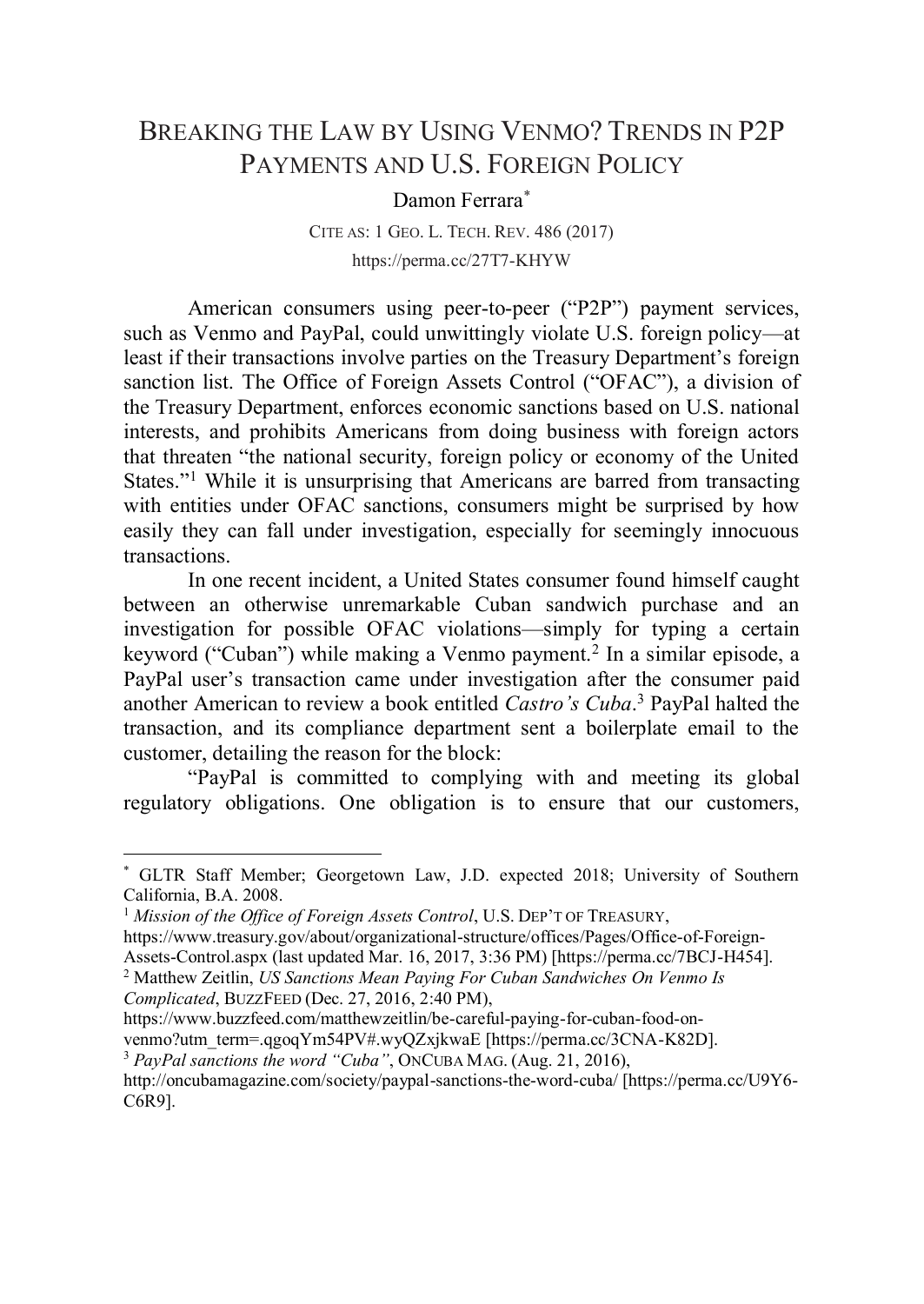# Breaking the Law by Using Venmo? Trends in P2P Payments and U.S. Foreign Policy

Damon Ferrara*

CITE AS: 1 GEO. L. TECH. REV. 486 (2017)

https://perma.cc/27T7-KHYW

American consumers using peer-to-peer ("P2P") payment services, such as Venmo and PayPal, could unwittingly violate U.S. foreign policy—at least if their transactions involve parties on the Treasury Department's foreign sanction list. The Office of Foreign Assets Control ("OFAC"), a division of the Treasury Department, enforces economic sanctions based on U.S. national interests, and prohibits Americans from doing business with foreign actors that threaten "the national security, foreign policy or economy of the United States."[1] While it is unsurprising that Americans are barred from transacting with entities under OFAC sanctions, consumers might be surprised by how easily they can fall under investigation, especially for seemingly innocuous transactions.

In one recent incident, a United States consumer found himself caught between an otherwise unremarkable Cuban sandwich purchase and an investigation for possible OFAC violations—simply for typing a certain keyword ("Cuban") while making a Venmo payment.[2] In a similar episode, a PayPal user's transaction came under investigation after the consumer paid another American to review a book entitled *Castro's Cuba*.[3] PayPal halted the transaction, and its compliance department sent a boilerplate email to the customer, detailing the reason for the block:

"PayPal is committed to complying with and meeting its global regulatory obligations. One obligation is to ensure that our customers,

---

\* GLTR Staff Member; Georgetown Law, J.D. expected 2018; University of Southern California, B.A. 2008.

[1] *Mission of the Office of Foreign Assets Control*, U.S. DEP'T OF TREASURY, https://www.treasury.gov/about/organizational-structure/offices/Pages/Office-of-Foreign-Assets-Control.aspx (last updated Mar. 16, 2017, 3:36 PM) [https://perma.cc/7BCJ-H454].

[2] Matthew Zeitlin, *US Sanctions Mean Paying For Cuban Sandwiches On Venmo Is Complicated*, BUZZFEED (Dec. 27, 2016, 2:40 PM), https://www.buzzfeed.com/matthewzeitlin/be-careful-paying-for-cuban-food-on-venmo?utm_term=.qgoqYm54PV#.wyQZxjkwaE [https://perma.cc/3CNA-K82D].

[3] *PayPal sanctions the word "Cuba"*, ONCUBA MAG. (Aug. 21, 2016), http://oncubamagazine.com/society/paypal-sanctions-the-word-cuba/ [https://perma.cc/U9Y6-C6R9].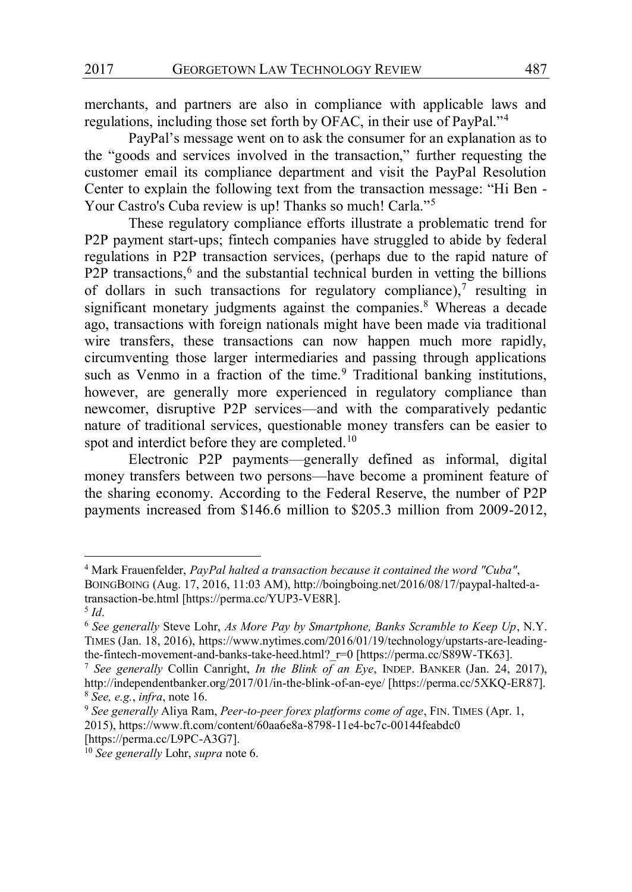merchants, and partners are also in compliance with applicable laws and regulations, including those set forth by OFAC, in their use of PayPal."[4]

PayPal's message went on to ask the consumer for an explanation as to the "goods and services involved in the transaction," further requesting the customer email its compliance department and visit the PayPal Resolution Center to explain the following text from the transaction message: "Hi Ben - Your Castro's Cuba review is up! Thanks so much! Carla."[5]

These regulatory compliance efforts illustrate a problematic trend for P2P payment start-ups; fintech companies have struggled to abide by federal regulations in P2P transaction services, (perhaps due to the rapid nature of P2P transactions,[6] and the substantial technical burden in vetting the billions of dollars in such transactions for regulatory compliance),[7] resulting in significant monetary judgments against the companies.[8] Whereas a decade ago, transactions with foreign nationals might have been made via traditional wire transfers, these transactions can now happen much more rapidly, circumventing those larger intermediaries and passing through applications such as Venmo in a fraction of the time.[9] Traditional banking institutions, however, are generally more experienced in regulatory compliance than newcomer, disruptive P2P services—and with the comparatively pedantic nature of traditional services, questionable money transfers can be easier to spot and interdict before they are completed.[10]

Electronic P2P payments—generally defined as informal, digital money transfers between two persons—have become a prominent feature of the sharing economy. According to the Federal Reserve, the number of P2P payments increased from $146.6 million to $205.3 million from 2009-2012,

---

[4] Mark Frauenfelder, *PayPal halted a transaction because it contained the word "Cuba"*, BOINGBOING (Aug. 17, 2016, 11:03 AM), http://boingboing.net/2016/08/17/paypal-halted-a-transaction-be.html [https://perma.cc/YUP3-VE8R].

[5] *Id*.

[6] *See generally* Steve Lohr, *As More Pay by Smartphone, Banks Scramble to Keep Up*, N.Y. TIMES (Jan. 18, 2016), https://www.nytimes.com/2016/01/19/technology/upstarts-are-leading-the-fintech-movement-and-banks-take-heed.html?_r=0 [https://perma.cc/S89W-TK63].

[7] *See generally* Collin Canright, *In the Blink of an Eye*, INDEP. BANKER (Jan. 24, 2017), http://independentbanker.org/2017/01/in-the-blink-of-an-eye/ [https://perma.cc/5XKQ-ER87].

[8] *See, e.g.*, *infra*, note 16.

[9] *See generally* Aliya Ram, *Peer-to-peer forex platforms come of age*, FIN. TIMES (Apr. 1, 2015), https://www.ft.com/content/60aa6e8a-8798-11e4-bc7c-00144feabdc0 [https://perma.cc/L9PC-A3G7].

[10] *See generally* Lohr, *supra* note 6.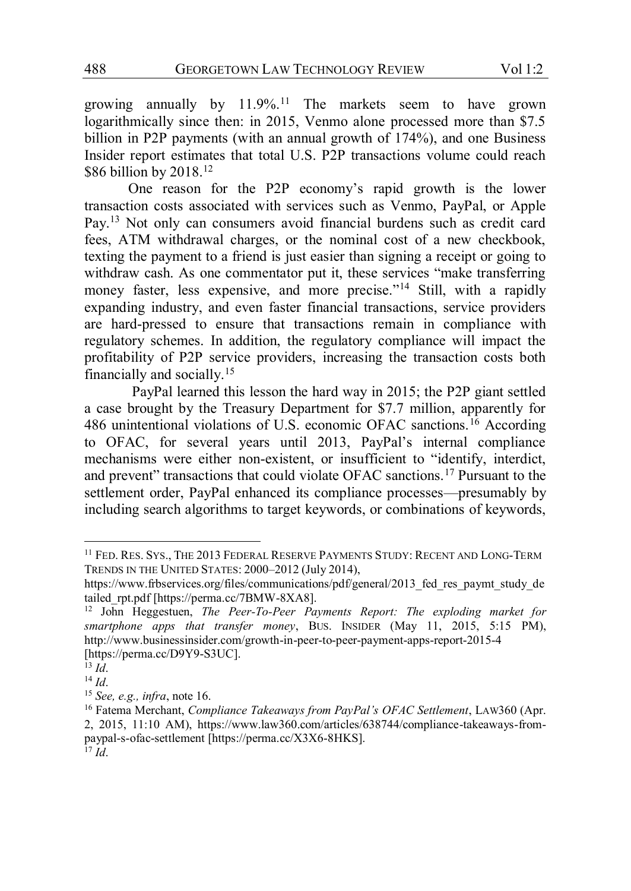growing annually by 11.9%.[11] The markets seem to have grown logarithmically since then: in 2015, Venmo alone processed more than $7.5 billion in P2P payments (with an annual growth of 174%), and one Business Insider report estimates that total U.S. P2P transactions volume could reach $86 billion by 2018.[12]

One reason for the P2P economy's rapid growth is the lower transaction costs associated with services such as Venmo, PayPal, or Apple Pay.[13] Not only can consumers avoid financial burdens such as credit card fees, ATM withdrawal charges, or the nominal cost of a new checkbook, texting the payment to a friend is just easier than signing a receipt or going to withdraw cash. As one commentator put it, these services "make transferring money faster, less expensive, and more precise."[14] Still, with a rapidly expanding industry, and even faster financial transactions, service providers are hard-pressed to ensure that transactions remain in compliance with regulatory schemes. In addition, the regulatory compliance will impact the profitability of P2P service providers, increasing the transaction costs both financially and socially.[15]

PayPal learned this lesson the hard way in 2015; the P2P giant settled a case brought by the Treasury Department for $7.7 million, apparently for 486 unintentional violations of U.S. economic OFAC sanctions.[16] According to OFAC, for several years until 2013, PayPal's internal compliance mechanisms were either non-existent, or insufficient to "identify, interdict, and prevent" transactions that could violate OFAC sanctions.[17] Pursuant to the settlement order, PayPal enhanced its compliance processes—presumably by including search algorithms to target keywords, or combinations of keywords,

---

[11] FED. RES. SYS., THE 2013 FEDERAL RESERVE PAYMENTS STUDY: RECENT AND LONG-TERM TRENDS IN THE UNITED STATES: 2000–2012 (July 2014), https://www.frbservices.org/files/communications/pdf/general/2013_fed_res_paymt_study_detailed_rpt.pdf [https://perma.cc/7BMW-8XA8].

[12] John Heggestuen, *The Peer-To-Peer Payments Report: The exploding market for smartphone apps that transfer money*, BUS. INSIDER (May 11, 2015, 5:15 PM), http://www.businessinsider.com/growth-in-peer-to-peer-payment-apps-report-2015-4 [https://perma.cc/D9Y9-S3UC].

[13] *Id*.

[14] *Id*.

[15] *See, e.g., infra*, note 16.

[16] Fatema Merchant, *Compliance Takeaways from PayPal's OFAC Settlement*, LAW360 (Apr. 2, 2015, 11:10 AM), https://www.law360.com/articles/638744/compliance-takeaways-from-paypal-s-ofac-settlement [https://perma.cc/X3X6-8HKS].

[17] *Id*.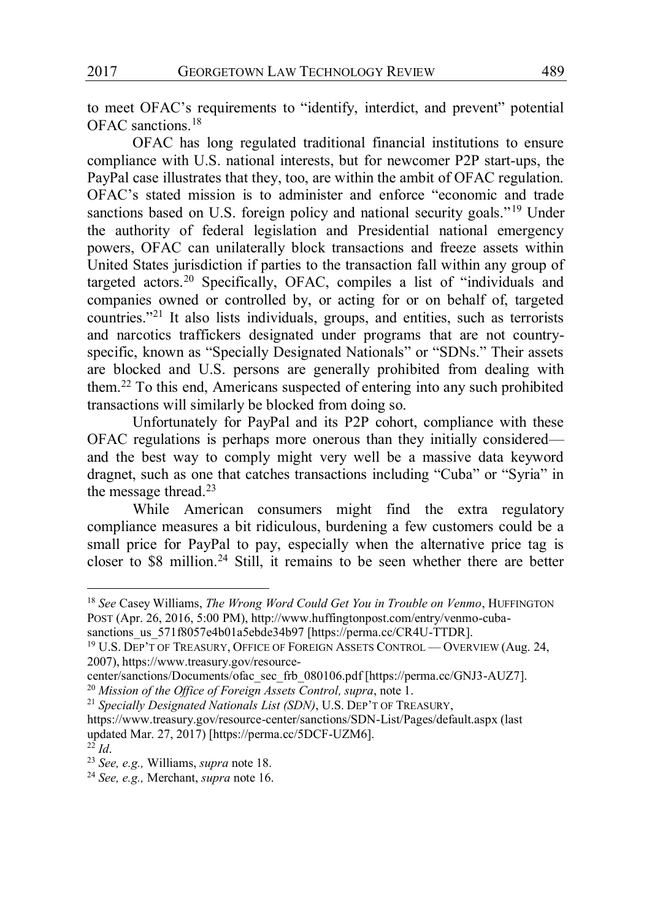to meet OFAC's requirements to "identify, interdict, and prevent" potential OFAC sanctions.[18]

OFAC has long regulated traditional financial institutions to ensure compliance with U.S. national interests, but for newcomer P2P start-ups, the PayPal case illustrates that they, too, are within the ambit of OFAC regulation. OFAC's stated mission is to administer and enforce "economic and trade sanctions based on U.S. foreign policy and national security goals."[19] Under the authority of federal legislation and Presidential national emergency powers, OFAC can unilaterally block transactions and freeze assets within United States jurisdiction if parties to the transaction fall within any group of targeted actors.[20] Specifically, OFAC, compiles a list of "individuals and companies owned or controlled by, or acting for or on behalf of, targeted countries."[21] It also lists individuals, groups, and entities, such as terrorists and narcotics traffickers designated under programs that are not country-specific, known as "Specially Designated Nationals" or "SDNs." Their assets are blocked and U.S. persons are generally prohibited from dealing with them.[22] To this end, Americans suspected of entering into any such prohibited transactions will similarly be blocked from doing so.

Unfortunately for PayPal and its P2P cohort, compliance with these OFAC regulations is perhaps more onerous than they initially considered—and the best way to comply might very well be a massive data keyword dragnet, such as one that catches transactions including "Cuba" or "Syria" in the message thread.[23]

While American consumers might find the extra regulatory compliance measures a bit ridiculous, burdening a few customers could be a small price for PayPal to pay, especially when the alternative price tag is closer to \$8 million.[24] Still, it remains to be seen whether there are better

---

[18] *See* Casey Williams, *The Wrong Word Could Get You in Trouble on Venmo*, HUFFINGTON POST (Apr. 26, 2016, 5:00 PM), http://www.huffingtonpost.com/entry/venmo-cuba-sanctions_us_571f8057e4b01a5ebde34b97 [https://perma.cc/CR4U-TTDR].

[19] U.S. DEP'T OF TREASURY, OFFICE OF FOREIGN ASSETS CONTROL — OVERVIEW (Aug. 24, 2007), https://www.treasury.gov/resource-center/sanctions/Documents/ofac_sec_frb_080106.pdf [https://perma.cc/GNJ3-AUZ7].

[20] *Mission of the Office of Foreign Assets Control*, *supra*, note 1.

[21] *Specially Designated Nationals List (SDN)*, U.S. DEP'T OF TREASURY, https://www.treasury.gov/resource-center/sanctions/SDN-List/Pages/default.aspx (last updated Mar. 27, 2017) [https://perma.cc/5DCF-UZM6].

[22] *Id*.

[23] *See, e.g.,* Williams, *supra* note 18.

[24] *See, e.g.,* Merchant, *supra* note 16.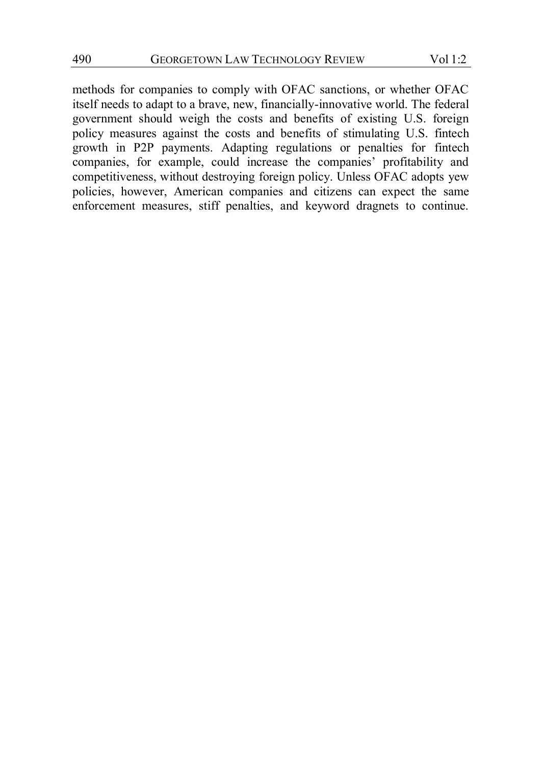methods for companies to comply with OFAC sanctions, or whether OFAC itself needs to adapt to a brave, new, financially-innovative world. The federal government should weigh the costs and benefits of existing U.S. foreign policy measures against the costs and benefits of stimulating U.S. fintech growth in P2P payments. Adapting regulations or penalties for fintech companies, for example, could increase the companies' profitability and competitiveness, without destroying foreign policy. Unless OFAC adopts yew policies, however, American companies and citizens can expect the same enforcement measures, stiff penalties, and keyword dragnets to continue.